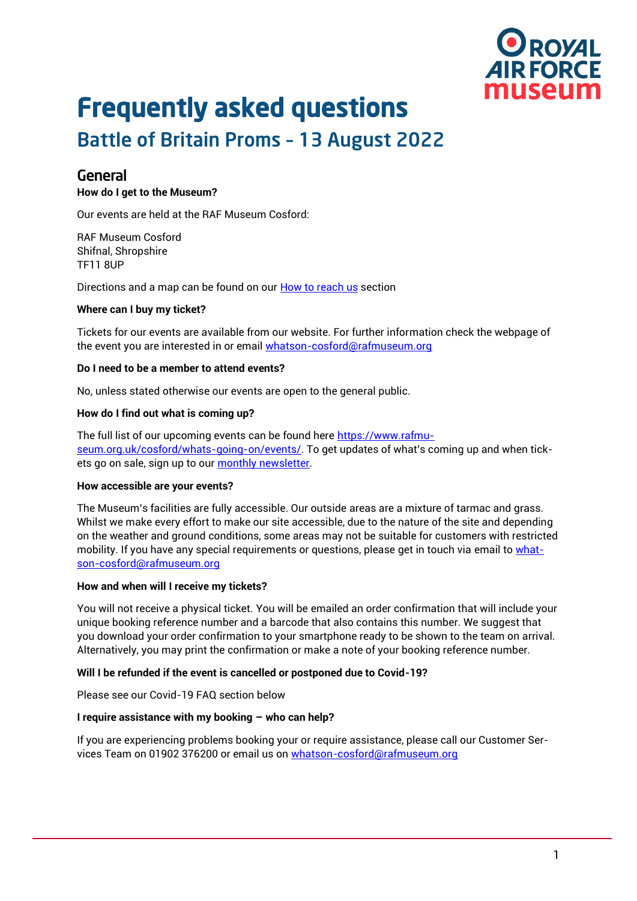# Frequently asked questions

## Battle of Britain Proms - 13 August 2022

### General

**How do I get to the Museum?**

Our events are held at the RAF Museum Cosford:

RAF Museum Cosford
Shifnal, Shropshire
TF11 8UP

Directions and a map can be found on our How to reach us section

**Where can I buy my ticket?**

Tickets for our events are available from our website. For further information check the webpage of the event you are interested in or email whatson-cosford@rafmuseum.org

**Do I need to be a member to attend events?**

No, unless stated otherwise our events are open to the general public.

**How do I find out what is coming up?**

The full list of our upcoming events can be found here https://www.rafmuseum.org.uk/cosford/whats-going-on/events/. To get updates of what's coming up and when tickets go on sale, sign up to our monthly newsletter.

**How accessible are your events?**

The Museum's facilities are fully accessible. Our outside areas are a mixture of tarmac and grass. Whilst we make every effort to make our site accessible, due to the nature of the site and depending on the weather and ground conditions, some areas may not be suitable for customers with restricted mobility. If you have any special requirements or questions, please get in touch via email to whatson-cosford@rafmuseum.org

**How and when will I receive my tickets?**

You will not receive a physical ticket. You will be emailed an order confirmation that will include your unique booking reference number and a barcode that also contains this number. We suggest that you download your order confirmation to your smartphone ready to be shown to the team on arrival. Alternatively, you may print the confirmation or make a note of your booking reference number.

**Will I be refunded if the event is cancelled or postponed due to Covid-19?**

Please see our Covid-19 FAQ section below

**I require assistance with my booking – who can help?**

If you are experiencing problems booking your or require assistance, please call our Customer Services Team on 01902 376200 or email us on whatson-cosford@rafmuseum.org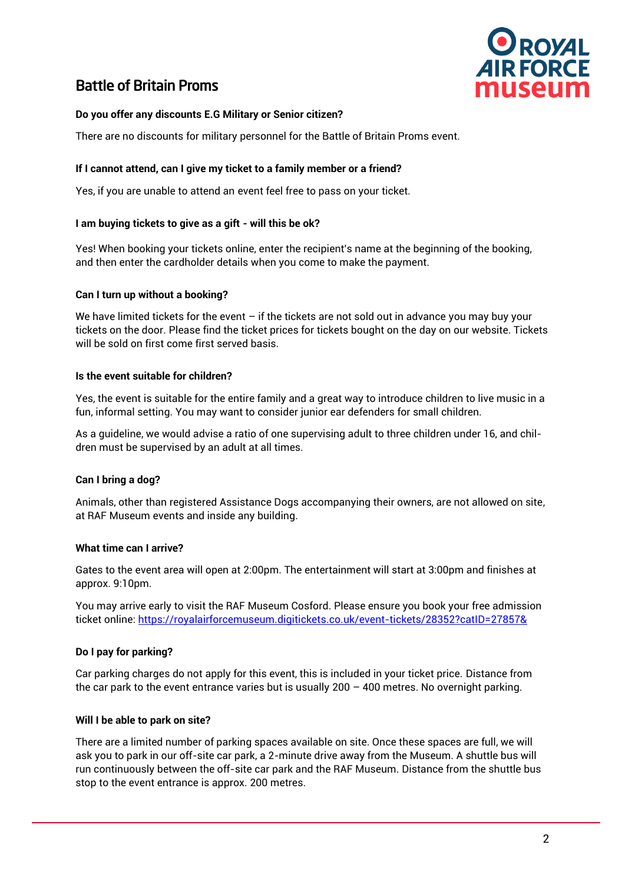# Battle of Britain Proms

**Do you offer any discounts E.G Military or Senior citizen?**

There are no discounts for military personnel for the Battle of Britain Proms event.

**If I cannot attend, can I give my ticket to a family member or a friend?**

Yes, if you are unable to attend an event feel free to pass on your ticket.

**I am buying tickets to give as a gift - will this be ok?**

Yes! When booking your tickets online, enter the recipient's name at the beginning of the booking, and then enter the cardholder details when you come to make the payment.

**Can I turn up without a booking?**

We have limited tickets for the event – if the tickets are not sold out in advance you may buy your tickets on the door. Please find the ticket prices for tickets bought on the day on our website. Tickets will be sold on first come first served basis.

**Is the event suitable for children?**

Yes, the event is suitable for the entire family and a great way to introduce children to live music in a fun, informal setting. You may want to consider junior ear defenders for small children.

As a guideline, we would advise a ratio of one supervising adult to three children under 16, and children must be supervised by an adult at all times.

**Can I bring a dog?**

Animals, other than registered Assistance Dogs accompanying their owners, are not allowed on site, at RAF Museum events and inside any building.

**What time can I arrive?**

Gates to the event area will open at 2:00pm. The entertainment will start at 3:00pm and finishes at approx. 9:10pm.

You may arrive early to visit the RAF Museum Cosford. Please ensure you book your free admission ticket online: [https://royalairforcemuseum.digitickets.co.uk/event-tickets/28352?catID=27857&](https://royalairforcemuseum.digitickets.co.uk/event-tickets/28352?catID=27857&)

**Do I pay for parking?**

Car parking charges do not apply for this event, this is included in your ticket price. Distance from the car park to the event entrance varies but is usually 200 – 400 metres. No overnight parking.

**Will I be able to park on site?**

There are a limited number of parking spaces available on site. Once these spaces are full, we will ask you to park in our off-site car park, a 2-minute drive away from the Museum. A shuttle bus will run continuously between the off-site car park and the RAF Museum. Distance from the shuttle bus stop to the event entrance is approx. 200 metres.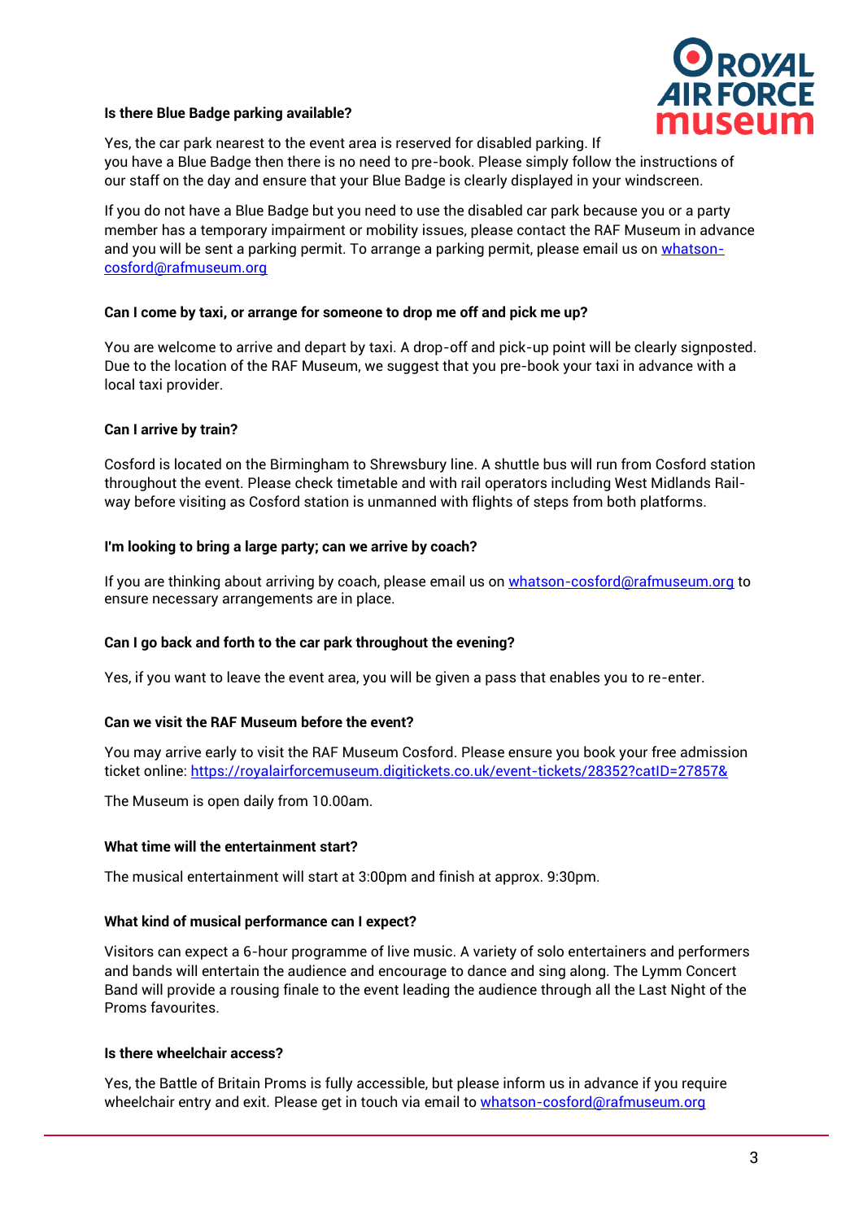**Is there Blue Badge parking available?**

Yes, the car park nearest to the event area is reserved for disabled parking. If you have a Blue Badge then there is no need to pre-book. Please simply follow the instructions of our staff on the day and ensure that your Blue Badge is clearly displayed in your windscreen.

If you do not have a Blue Badge but you need to use the disabled car park because you or a party member has a temporary impairment or mobility issues, please contact the RAF Museum in advance and you will be sent a parking permit. To arrange a parking permit, please email us on [whatson-cosford@rafmuseum.org](mailto:whatson-cosford@rafmuseum.org)

**Can I come by taxi, or arrange for someone to drop me off and pick me up?**

You are welcome to arrive and depart by taxi. A drop-off and pick-up point will be clearly signposted. Due to the location of the RAF Museum, we suggest that you pre-book your taxi in advance with a local taxi provider.

**Can I arrive by train?**

Cosford is located on the Birmingham to Shrewsbury line. A shuttle bus will run from Cosford station throughout the event. Please check timetable and with rail operators including West Midlands Railway before visiting as Cosford station is unmanned with flights of steps from both platforms.

**I'm looking to bring a large party; can we arrive by coach?**

If you are thinking about arriving by coach, please email us on [whatson-cosford@rafmuseum.org](mailto:whatson-cosford@rafmuseum.org) to ensure necessary arrangements are in place.

**Can I go back and forth to the car park throughout the evening?**

Yes, if you want to leave the event area, you will be given a pass that enables you to re-enter.

**Can we visit the RAF Museum before the event?**

You may arrive early to visit the RAF Museum Cosford. Please ensure you book your free admission ticket online: [https://royalairforcemuseum.digitickets.co.uk/event-tickets/28352?catID=27857&](https://royalairforcemuseum.digitickets.co.uk/event-tickets/28352?catID=27857&)

The Museum is open daily from 10.00am.

**What time will the entertainment start?**

The musical entertainment will start at 3:00pm and finish at approx. 9:30pm.

**What kind of musical performance can I expect?**

Visitors can expect a 6-hour programme of live music. A variety of solo entertainers and performers and bands will entertain the audience and encourage to dance and sing along. The Lymm Concert Band will provide a rousing finale to the event leading the audience through all the Last Night of the Proms favourites.

**Is there wheelchair access?**

Yes, the Battle of Britain Proms is fully accessible, but please inform us in advance if you require wheelchair entry and exit. Please get in touch via email to [whatson-cosford@rafmuseum.org](mailto:whatson-cosford@rafmuseum.org)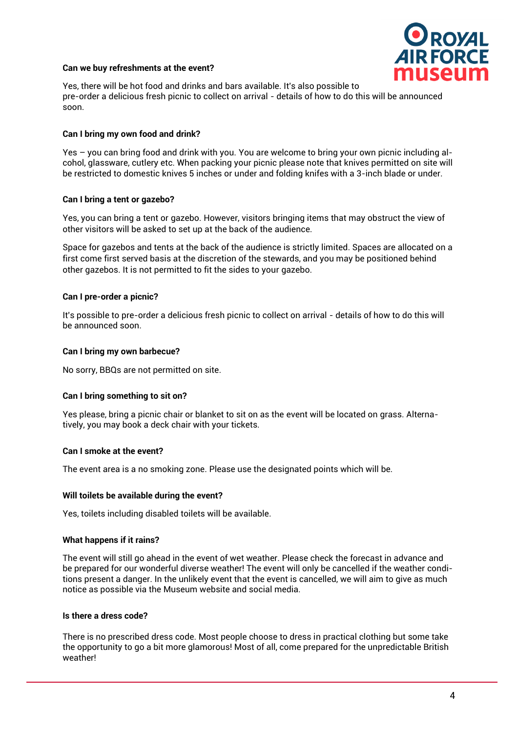**Can we buy refreshments at the event?**

Yes, there will be hot food and drinks and bars available. It's also possible to pre-order a delicious fresh picnic to collect on arrival - details of how to do this will be announced soon.

**Can I bring my own food and drink?**

Yes – you can bring food and drink with you. You are welcome to bring your own picnic including alcohol, glassware, cutlery etc. When packing your picnic please note that knives permitted on site will be restricted to domestic knives 5 inches or under and folding knifes with a 3-inch blade or under.

**Can I bring a tent or gazebo?**

Yes, you can bring a tent or gazebo. However, visitors bringing items that may obstruct the view of other visitors will be asked to set up at the back of the audience.

Space for gazebos and tents at the back of the audience is strictly limited. Spaces are allocated on a first come first served basis at the discretion of the stewards, and you may be positioned behind other gazebos. It is not permitted to fit the sides to your gazebo.

**Can I pre-order a picnic?**

It's possible to pre-order a delicious fresh picnic to collect on arrival - details of how to do this will be announced soon.

**Can I bring my own barbecue?**

No sorry, BBQs are not permitted on site.

**Can I bring something to sit on?**

Yes please, bring a picnic chair or blanket to sit on as the event will be located on grass. Alternatively, you may book a deck chair with your tickets.

**Can I smoke at the event?**

The event area is a no smoking zone. Please use the designated points which will be.

**Will toilets be available during the event?**

Yes, toilets including disabled toilets will be available.

**What happens if it rains?**

The event will still go ahead in the event of wet weather. Please check the forecast in advance and be prepared for our wonderful diverse weather! The event will only be cancelled if the weather conditions present a danger. In the unlikely event that the event is cancelled, we will aim to give as much notice as possible via the Museum website and social media.

**Is there a dress code?**

There is no prescribed dress code. Most people choose to dress in practical clothing but some take the opportunity to go a bit more glamorous! Most of all, come prepared for the unpredictable British weather!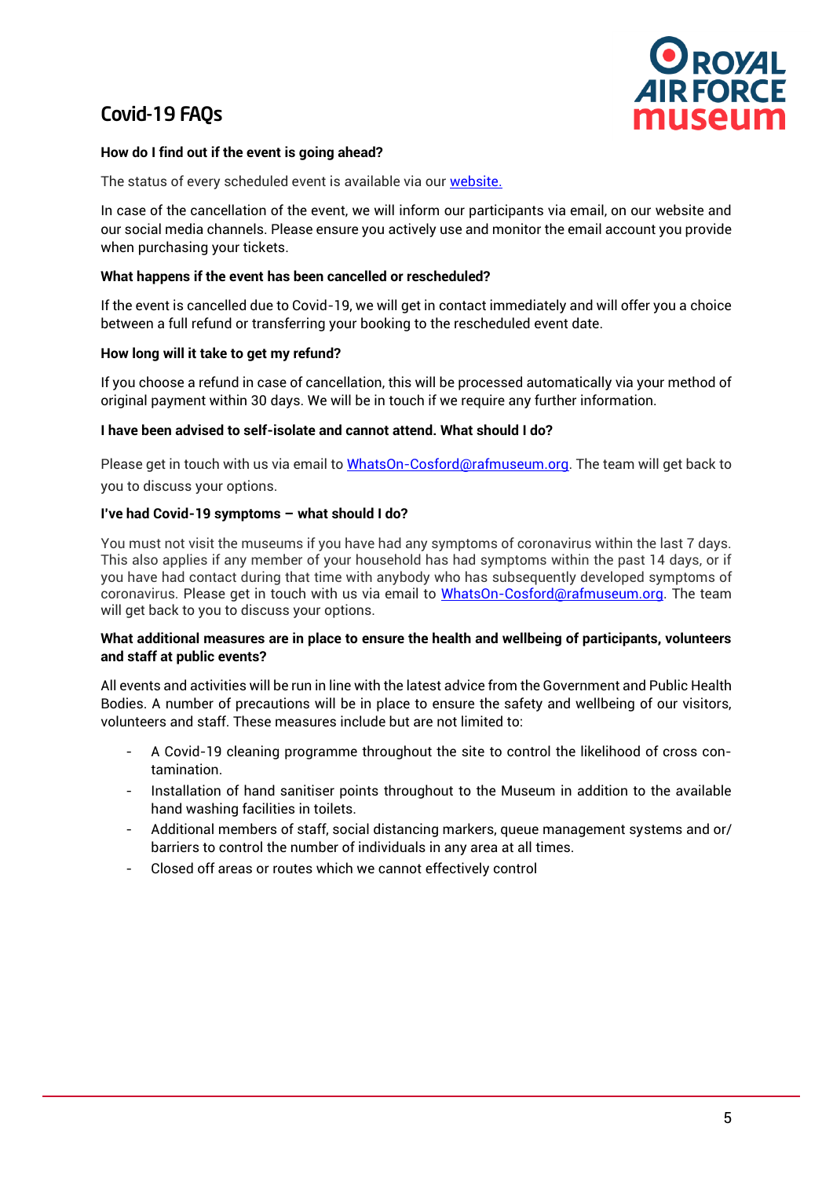# Covid-19 FAQs

**How do I find out if the event is going ahead?**

The status of every scheduled event is available via our website.

In case of the cancellation of the event, we will inform our participants via email, on our website and our social media channels. Please ensure you actively use and monitor the email account you provide when purchasing your tickets.

**What happens if the event has been cancelled or rescheduled?**

If the event is cancelled due to Covid-19, we will get in contact immediately and will offer you a choice between a full refund or transferring your booking to the rescheduled event date.

**How long will it take to get my refund?**

If you choose a refund in case of cancellation, this will be processed automatically via your method of original payment within 30 days. We will be in touch if we require any further information.

**I have been advised to self-isolate and cannot attend. What should I do?**

Please get in touch with us via email to WhatsOn-Cosford@rafmuseum.org. The team will get back to you to discuss your options.

**I've had Covid-19 symptoms – what should I do?**

You must not visit the museums if you have had any symptoms of coronavirus within the last 7 days. This also applies if any member of your household has had symptoms within the past 14 days, or if you have had contact during that time with anybody who has subsequently developed symptoms of coronavirus. Please get in touch with us via email to WhatsOn-Cosford@rafmuseum.org. The team will get back to you to discuss your options.

**What additional measures are in place to ensure the health and wellbeing of participants, volunteers and staff at public events?**

All events and activities will be run in line with the latest advice from the Government and Public Health Bodies. A number of precautions will be in place to ensure the safety and wellbeing of our visitors, volunteers and staff. These measures include but are not limited to:

- A Covid-19 cleaning programme throughout the site to control the likelihood of cross contamination.
- Installation of hand sanitiser points throughout to the Museum in addition to the available hand washing facilities in toilets.
- Additional members of staff, social distancing markers, queue management systems and or/ barriers to control the number of individuals in any area at all times.
- Closed off areas or routes which we cannot effectively control